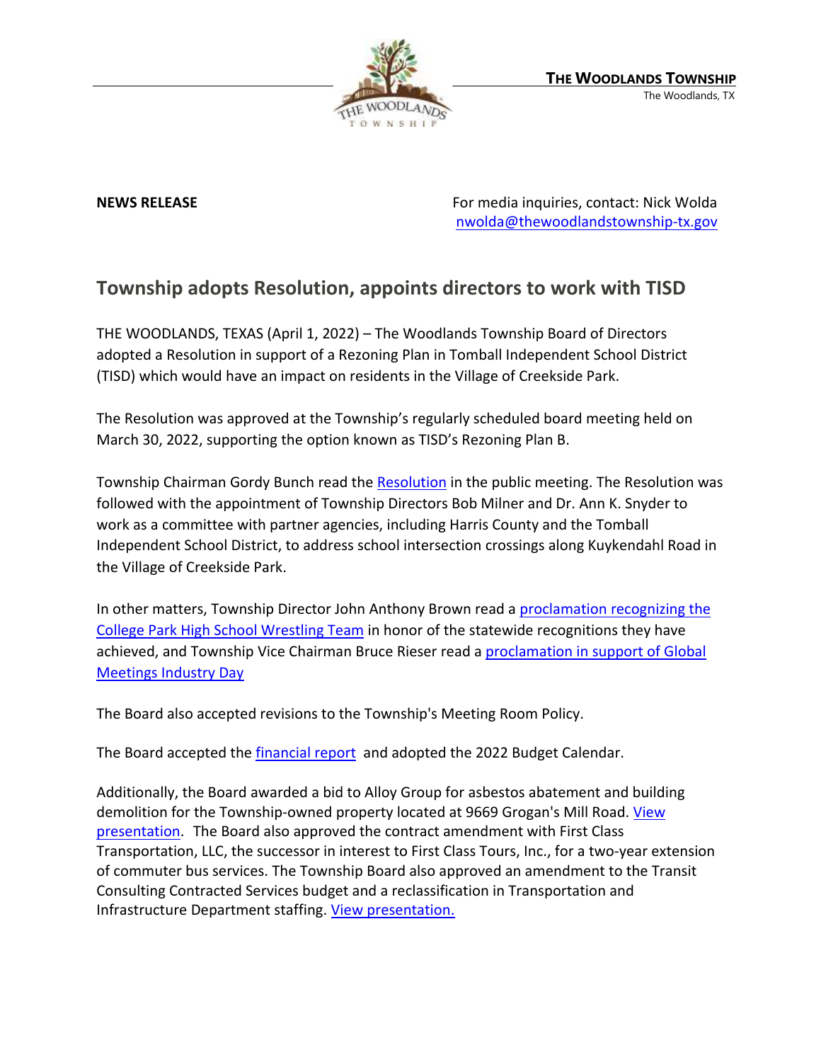**THE WOODLANDS TOWNSHIP**
The Woodlands, TX

**NEWS RELEASE**

For media inquiries, contact: Nick Wolda
nwolda@thewoodlandstownship-tx.gov

## Township adopts Resolution, appoints directors to work with TISD

THE WOODLANDS, TEXAS (April 1, 2022) – The Woodlands Township Board of Directors adopted a Resolution in support of a Rezoning Plan in Tomball Independent School District (TISD) which would have an impact on residents in the Village of Creekside Park.

The Resolution was approved at the Township's regularly scheduled board meeting held on March 30, 2022, supporting the option known as TISD's Rezoning Plan B.

Township Chairman Gordy Bunch read the Resolution in the public meeting. The Resolution was followed with the appointment of Township Directors Bob Milner and Dr. Ann K. Snyder to work as a committee with partner agencies, including Harris County and the Tomball Independent School District, to address school intersection crossings along Kuykendahl Road in the Village of Creekside Park.

In other matters, Township Director John Anthony Brown read a proclamation recognizing the College Park High School Wrestling Team in honor of the statewide recognitions they have achieved, and Township Vice Chairman Bruce Rieser read a proclamation in support of Global Meetings Industry Day

The Board also accepted revisions to the Township's Meeting Room Policy.

The Board accepted the financial report and adopted the 2022 Budget Calendar.

Additionally, the Board awarded a bid to Alloy Group for asbestos abatement and building demolition for the Township-owned property located at 9669 Grogan's Mill Road. View presentation. The Board also approved the contract amendment with First Class Transportation, LLC, the successor in interest to First Class Tours, Inc., for a two-year extension of commuter bus services. The Township Board also approved an amendment to the Transit Consulting Contracted Services budget and a reclassification in Transportation and Infrastructure Department staffing. View presentation.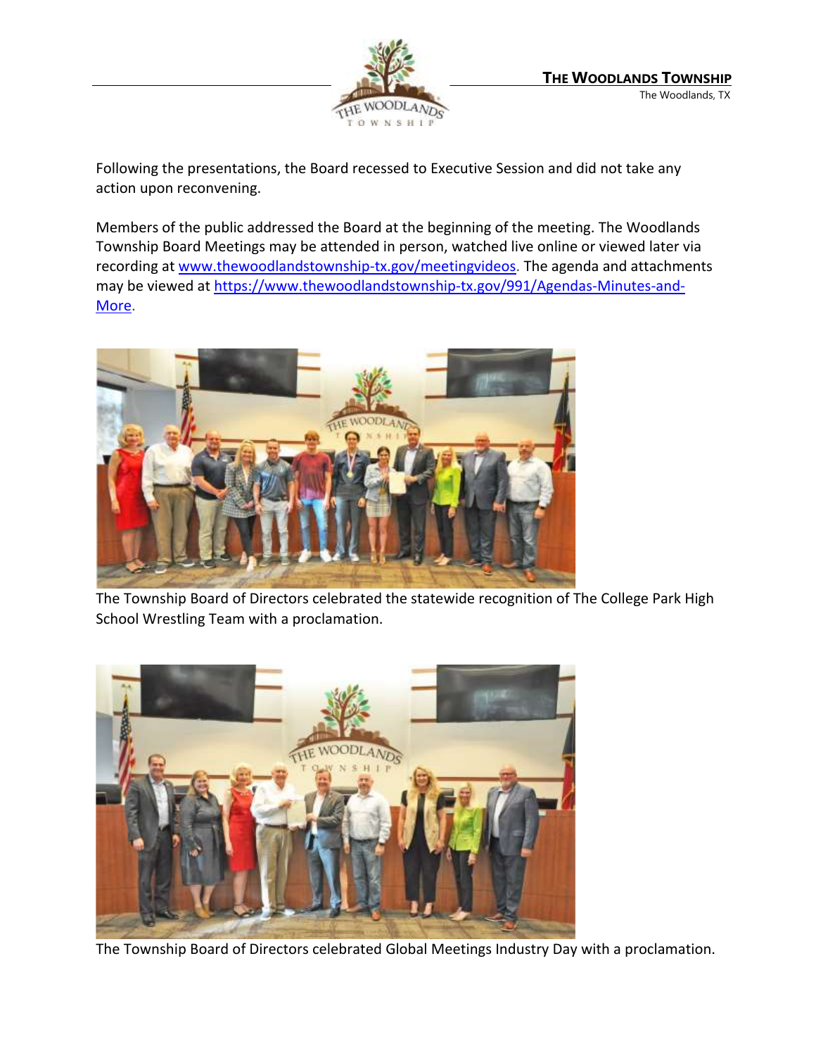Following the presentations, the Board recessed to Executive Session and did not take any action upon reconvening.

Members of the public addressed the Board at the beginning of the meeting. The Woodlands Township Board Meetings may be attended in person, watched live online or viewed later via recording at [www.thewoodlandstownship-tx.gov/meetingvideos](http://www.thewoodlandstownship-tx.gov/meetingvideos). The agenda and attachments may be viewed at [https://www.thewoodlandstownship-tx.gov/991/Agendas-Minutes-and-More](https://www.thewoodlandstownship-tx.gov/991/Agendas-Minutes-and-More).

The Township Board of Directors celebrated the statewide recognition of The College Park High School Wrestling Team with a proclamation.

The Township Board of Directors celebrated Global Meetings Industry Day with a proclamation.